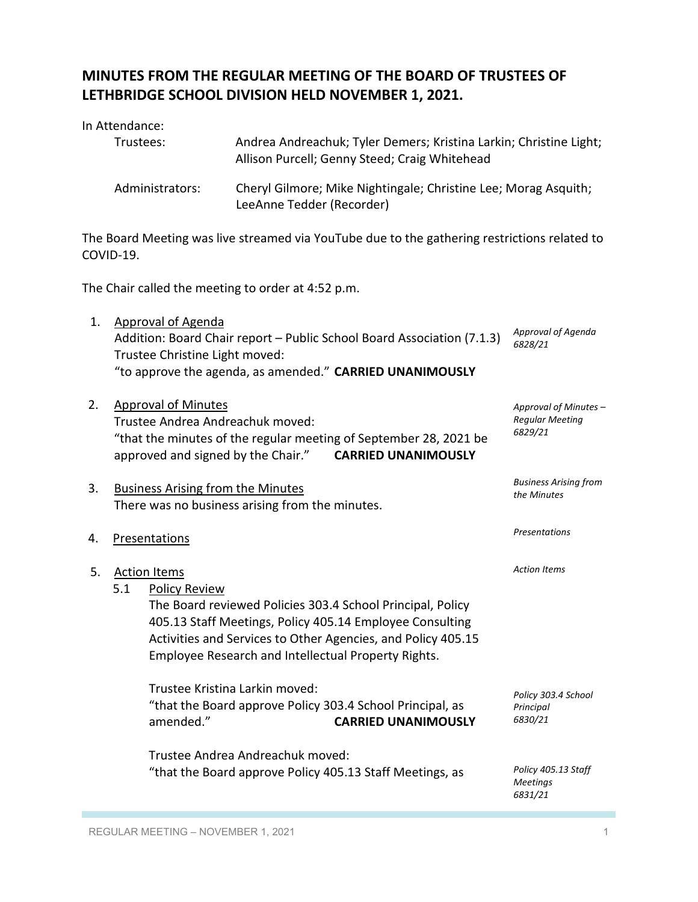# MINUTES FROM THE REGULAR MEETING OF THE BOARD OF TRUSTEES OF LETHBRIDGE SCHOOL DIVISION HELD NOVEMBER 1, 2021.

In Attendance:

Trustees: Andrea Andreachuk; Tyler Demers; Kristina Larkin; Christine Light; Allison Purcell; Genny Steed; Craig Whitehead

Administrators: Cheryl Gilmore; Mike Nightingale; Christine Lee; Morag Asquith; LeeAnne Tedder (Recorder)

The Board Meeting was live streamed via YouTube due to the gathering restrictions related to COVID-19.

The Chair called the meeting to order at 4:52 p.m.

1. Approval of Agenda
   *Approval of Agenda 6828/21*
   Addition: Board Chair report – Public School Board Association (7.1.3)
   Trustee Christine Light moved:
   "to approve the agenda, as amended." **CARRIED UNANIMOUSLY**

2. Approval of Minutes
   *Approval of Minutes – Regular Meeting 6829/21*
   Trustee Andrea Andreachuk moved:
   "that the minutes of the regular meeting of September 28, 2021 be approved and signed by the Chair." **CARRIED UNANIMOUSLY**

3. Business Arising from the Minutes
   *Business Arising from the Minutes*
   There was no business arising from the minutes.

4. Presentations
   *Presentations*

5. Action Items
   *Action Items*

   5.1 Policy Review
   The Board reviewed Policies 303.4 School Principal, Policy 405.13 Staff Meetings, Policy 405.14 Employee Consulting Activities and Services to Other Agencies, and Policy 405.15 Employee Research and Intellectual Property Rights.

   *Policy 303.4 School Principal 6830/21*
   Trustee Kristina Larkin moved:
   "that the Board approve Policy 303.4 School Principal, as amended." **CARRIED UNANIMOUSLY**

   *Policy 405.13 Staff Meetings 6831/21*
   Trustee Andrea Andreachuk moved:
   "that the Board approve Policy 405.13 Staff Meetings, as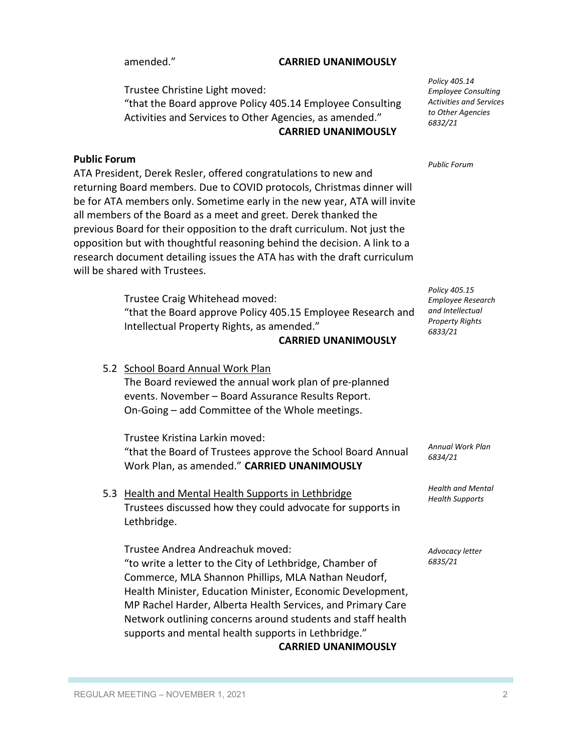amended." **CARRIED UNANIMOUSLY**

*Policy 405.14 Employee Consulting Activities and Services to Other Agencies 6832/21*

Trustee Christine Light moved:
"that the Board approve Policy 405.14 Employee Consulting Activities and Services to Other Agencies, as amended."
**CARRIED UNANIMOUSLY**

**Public Forum**

*Public Forum*

ATA President, Derek Resler, offered congratulations to new and returning Board members. Due to COVID protocols, Christmas dinner will be for ATA members only. Sometime early in the new year, ATA will invite all members of the Board as a meet and greet. Derek thanked the previous Board for their opposition to the draft curriculum. Not just the opposition but with thoughtful reasoning behind the decision. A link to a research document detailing issues the ATA has with the draft curriculum will be shared with Trustees.

*Policy 405.15 Employee Research and Intellectual Property Rights 6833/21*

Trustee Craig Whitehead moved:
"that the Board approve Policy 405.15 Employee Research and Intellectual Property Rights, as amended."
**CARRIED UNANIMOUSLY**

5.2 School Board Annual Work Plan
The Board reviewed the annual work plan of pre-planned events. November – Board Assurance Results Report. On-Going – add Committee of the Whole meetings.

*Annual Work Plan 6834/21*

Trustee Kristina Larkin moved:
"that the Board of Trustees approve the School Board Annual Work Plan, as amended." **CARRIED UNANIMOUSLY**

5.3 Health and Mental Health Supports in Lethbridge

*Health and Mental Health Supports*

Trustees discussed how they could advocate for supports in Lethbridge.

*Advocacy letter 6835/21*

Trustee Andrea Andreachuk moved:
"to write a letter to the City of Lethbridge, Chamber of Commerce, MLA Shannon Phillips, MLA Nathan Neudorf, Health Minister, Education Minister, Economic Development, MP Rachel Harder, Alberta Health Services, and Primary Care Network outlining concerns around students and staff health supports and mental health supports in Lethbridge."
**CARRIED UNANIMOUSLY**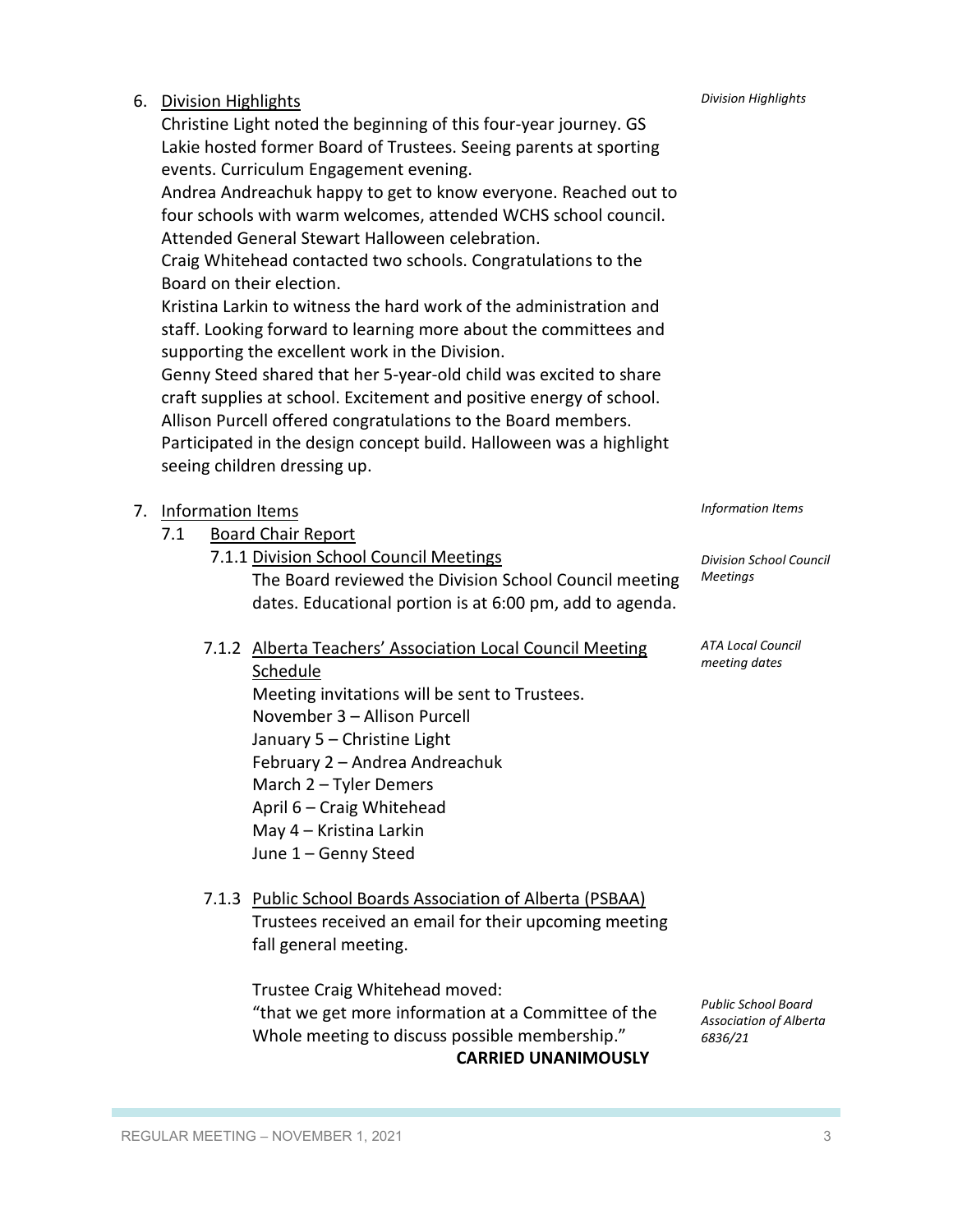6. Division Highlights

*Division Highlights*

Christine Light noted the beginning of this four-year journey. GS Lakie hosted former Board of Trustees. Seeing parents at sporting events. Curriculum Engagement evening.
Andrea Andreachuk happy to get to know everyone. Reached out to four schools with warm welcomes, attended WCHS school council. Attended General Stewart Halloween celebration.
Craig Whitehead contacted two schools. Congratulations to the Board on their election.
Kristina Larkin to witness the hard work of the administration and staff. Looking forward to learning more about the committees and supporting the excellent work in the Division.
Genny Steed shared that her 5-year-old child was excited to share craft supplies at school. Excitement and positive energy of school.
Allison Purcell offered congratulations to the Board members. Participated in the design concept build. Halloween was a highlight seeing children dressing up.

7. Information Items

*Information Items*

7.1 Board Chair Report

7.1.1 Division School Council Meetings

*Division School Council Meetings*

The Board reviewed the Division School Council meeting dates. Educational portion is at 6:00 pm, add to agenda.

7.1.2 Alberta Teachers' Association Local Council Meeting Schedule

*ATA Local Council meeting dates*

Meeting invitations will be sent to Trustees.
November 3 – Allison Purcell
January 5 – Christine Light
February 2 – Andrea Andreachuk
March 2 – Tyler Demers
April 6 – Craig Whitehead
May 4 – Kristina Larkin
June 1 – Genny Steed

7.1.3 Public School Boards Association of Alberta (PSBAA)

Trustees received an email for their upcoming meeting fall general meeting.

*Public School Board Association of Alberta 6836/21*

Trustee Craig Whitehead moved:
"that we get more information at a Committee of the Whole meeting to discuss possible membership."

**CARRIED UNANIMOUSLY**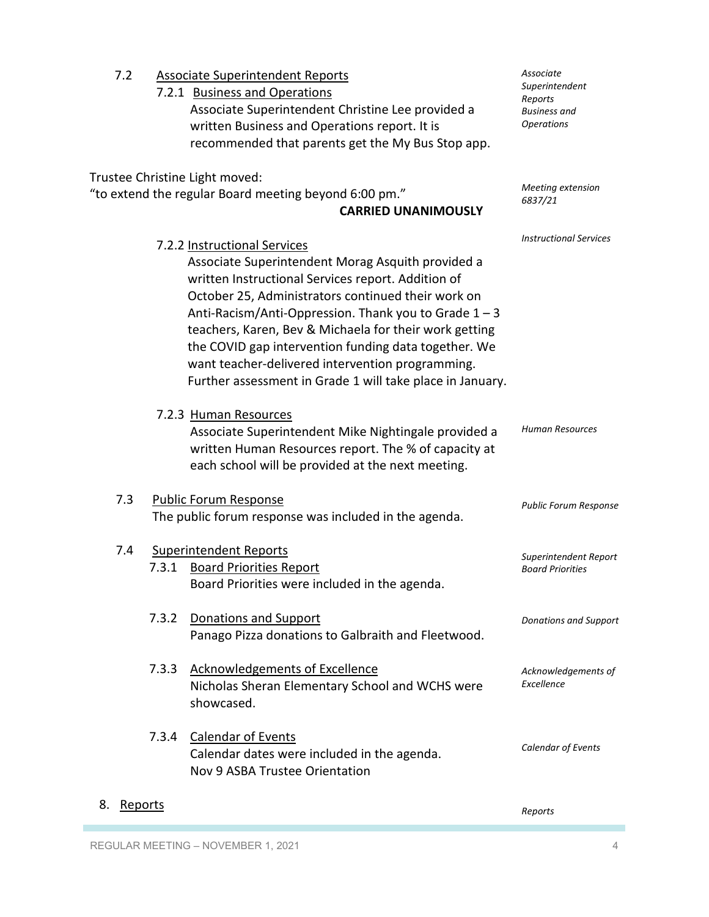7.2 <u>Associate Superintendent Reports</u>

7.2.1 <u>Business and Operations</u>

Associate Superintendent Christine Lee provided a written Business and Operations report. It is recommended that parents get the My Bus Stop app.

*Associate Superintendent Reports Business and Operations*

Trustee Christine Light moved:
"to extend the regular Board meeting beyond 6:00 pm."

**CARRIED UNANIMOUSLY**

*Meeting extension 6837/21*

7.2.2 <u>Instructional Services</u>

Associate Superintendent Morag Asquith provided a written Instructional Services report. Addition of October 25, Administrators continued their work on Anti-Racism/Anti-Oppression. Thank you to Grade 1 – 3 teachers, Karen, Bev & Michaela for their work getting the COVID gap intervention funding data together. We want teacher-delivered intervention programming. Further assessment in Grade 1 will take place in January.

*Instructional Services*

7.2.3 <u>Human Resources</u>

Associate Superintendent Mike Nightingale provided a written Human Resources report. The % of capacity at each school will be provided at the next meeting.

*Human Resources*

7.3 <u>Public Forum Response</u>

The public forum response was included in the agenda.

*Public Forum Response*

7.4 <u>Superintendent Reports</u>

7.3.1 <u>Board Priorities Report</u>

Board Priorities were included in the agenda.

*Superintendent Report Board Priorities*

7.3.2 <u>Donations and Support</u>

Panago Pizza donations to Galbraith and Fleetwood.

*Donations and Support*

7.3.3 <u>Acknowledgements of Excellence</u>

Nicholas Sheran Elementary School and WCHS were showcased.

*Acknowledgements of Excellence*

7.3.4 <u>Calendar of Events</u>

Calendar dates were included in the agenda.
Nov 9 ASBA Trustee Orientation

*Calendar of Events*

8. <u>Reports</u>

*Reports*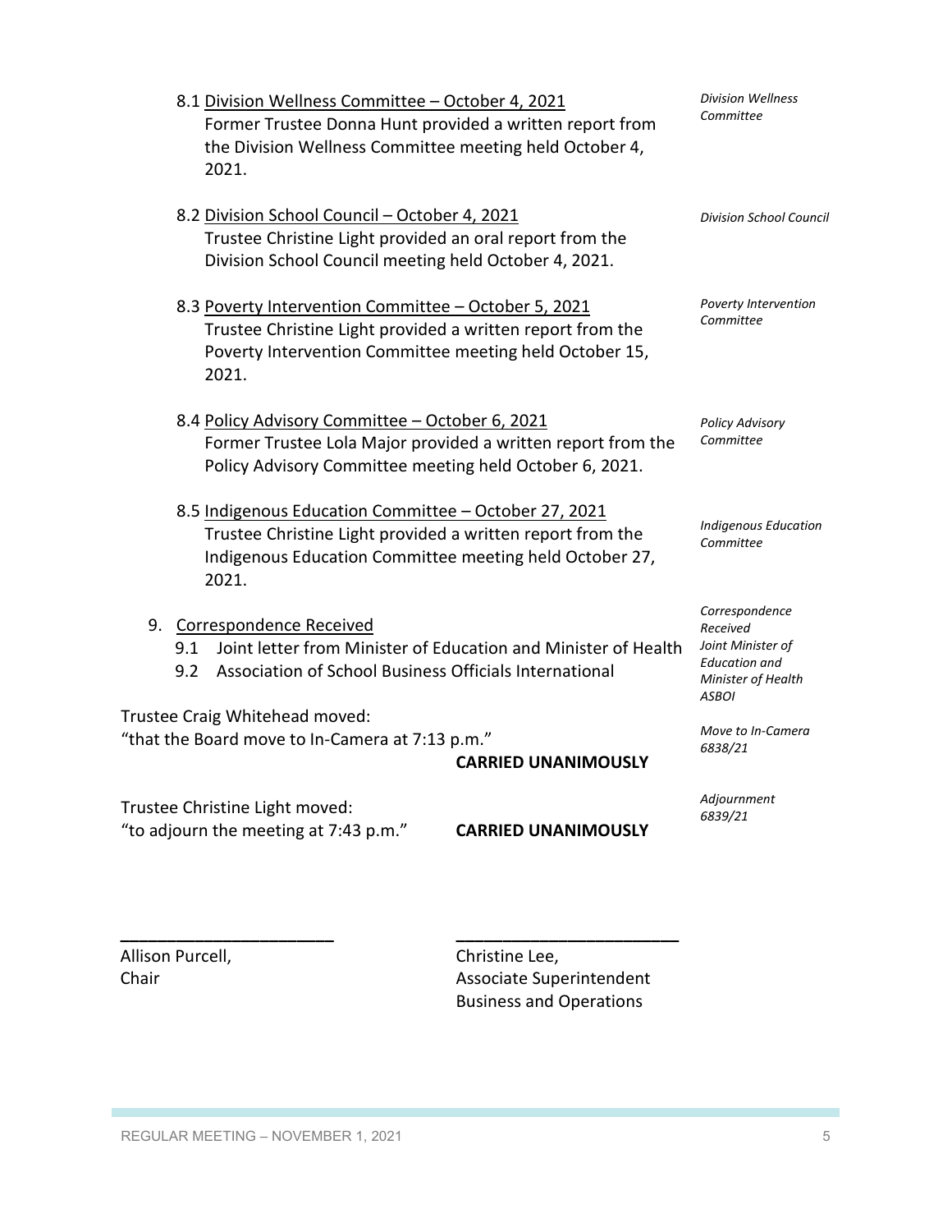8.1 Division Wellness Committee – October 4, 2021
Former Trustee Donna Hunt provided a written report from the Division Wellness Committee meeting held October 4, 2021.

*Division Wellness Committee*

8.2 Division School Council – October 4, 2021
Trustee Christine Light provided an oral report from the Division School Council meeting held October 4, 2021.

*Division School Council*

8.3 Poverty Intervention Committee – October 5, 2021
Trustee Christine Light provided a written report from the Poverty Intervention Committee meeting held October 15, 2021.

*Poverty Intervention Committee*

8.4 Policy Advisory Committee – October 6, 2021
Former Trustee Lola Major provided a written report from the Policy Advisory Committee meeting held October 6, 2021.

*Policy Advisory Committee*

8.5 Indigenous Education Committee – October 27, 2021
Trustee Christine Light provided a written report from the Indigenous Education Committee meeting held October 27, 2021.

*Indigenous Education Committee*

9. Correspondence Received
   9.1 Joint letter from Minister of Education and Minister of Health
   9.2 Association of School Business Officials International

*Correspondence Received*
*Joint Minister of Education and Minister of Health*
*ASBOI*

Trustee Craig Whitehead moved:
"that the Board move to In-Camera at 7:13 p.m."
**CARRIED UNANIMOUSLY**

*Move to In-Camera 6838/21*

Trustee Christine Light moved:
"to adjourn the meeting at 7:43 p.m." **CARRIED UNANIMOUSLY**

*Adjournment 6839/21*

\_\_\_\_\_\_\_\_\_\_\_\_\_\_\_\_\_\_\_\_\_\_\_
Allison Purcell,
Chair

\_\_\_\_\_\_\_\_\_\_\_\_\_\_\_\_\_\_\_\_\_\_\_
Christine Lee,
Associate Superintendent
Business and Operations